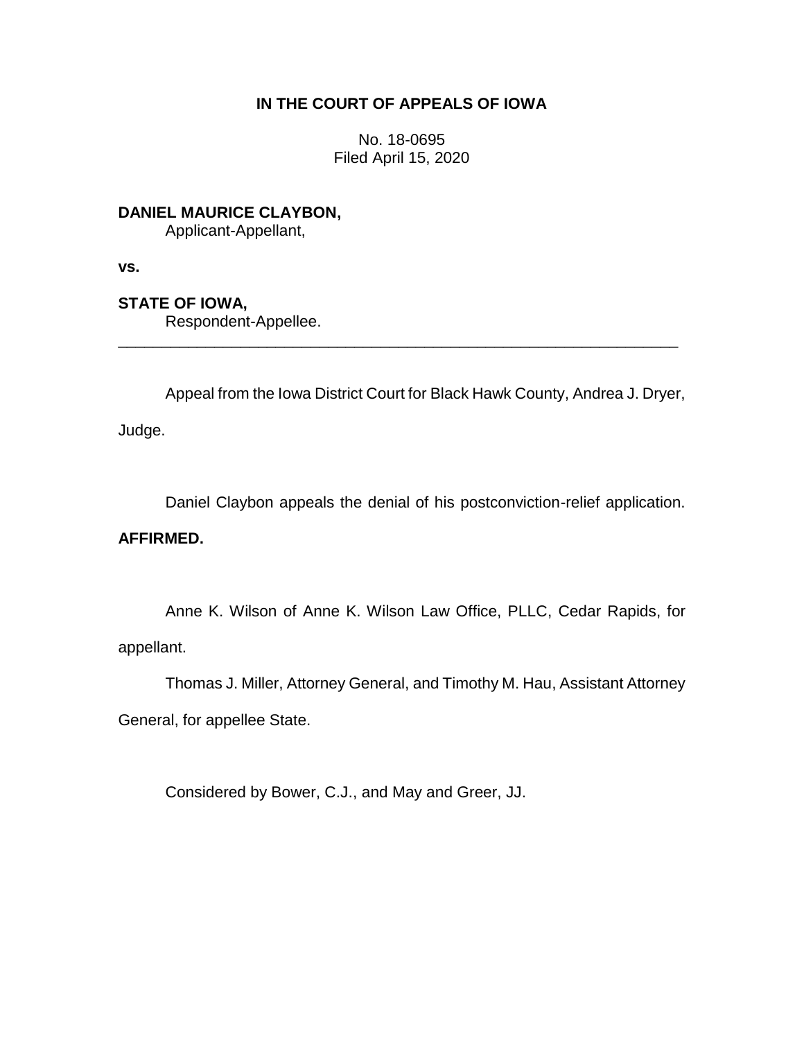**IN THE COURT OF APPEALS OF IOWA**

No. 18-0695
Filed April 15, 2020

**DANIEL MAURICE CLAYBON,**
Applicant-Appellant,

**vs.**

**STATE OF IOWA,**
Respondent-Appellee.

---

Appeal from the Iowa District Court for Black Hawk County, Andrea J. Dryer, Judge.

Daniel Claybon appeals the denial of his postconviction-relief application.

**AFFIRMED.**

Anne K. Wilson of Anne K. Wilson Law Office, PLLC, Cedar Rapids, for appellant.

Thomas J. Miller, Attorney General, and Timothy M. Hau, Assistant Attorney General, for appellee State.

Considered by Bower, C.J., and May and Greer, JJ.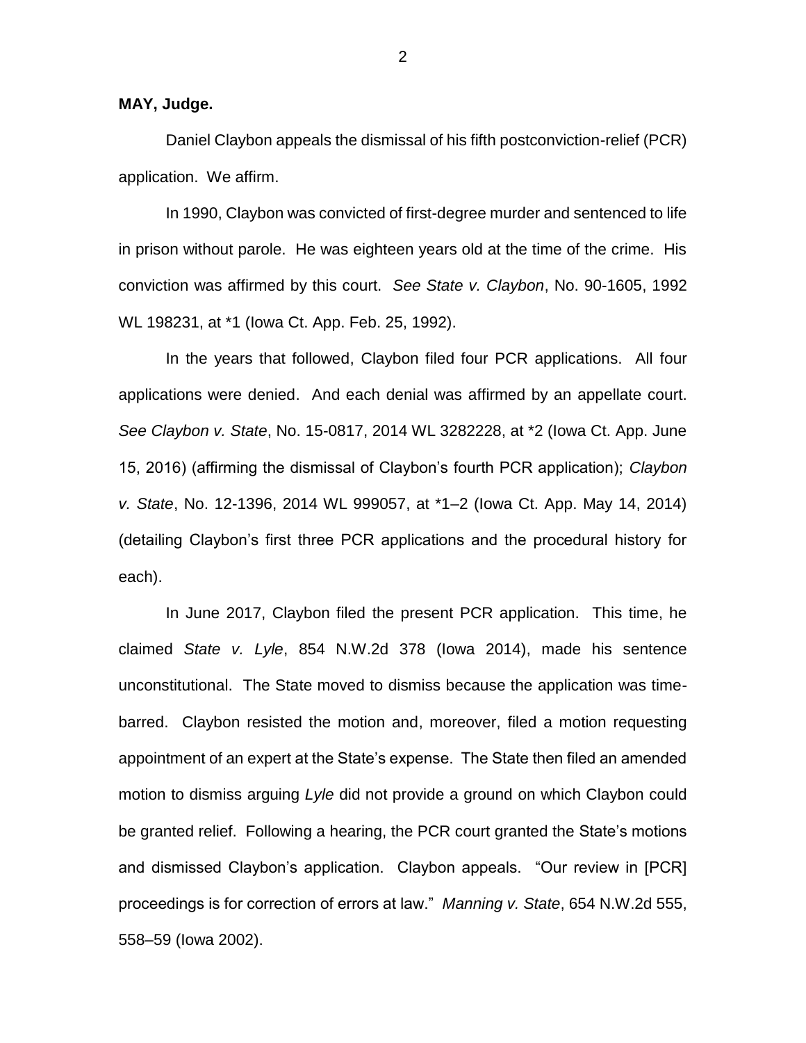**MAY, Judge.**

Daniel Claybon appeals the dismissal of his fifth postconviction-relief (PCR) application. We affirm.

In 1990, Claybon was convicted of first-degree murder and sentenced to life in prison without parole. He was eighteen years old at the time of the crime. His conviction was affirmed by this court. *See State v. Claybon*, No. 90-1605, 1992 WL 198231, at *1 (Iowa Ct. App. Feb. 25, 1992).

In the years that followed, Claybon filed four PCR applications. All four applications were denied. And each denial was affirmed by an appellate court. *See Claybon v. State*, No. 15-0817, 2014 WL 3282228, at *2 (Iowa Ct. App. June 15, 2016) (affirming the dismissal of Claybon's fourth PCR application); *Claybon v. State*, No. 12-1396, 2014 WL 999057, at *1–2 (Iowa Ct. App. May 14, 2014) (detailing Claybon's first three PCR applications and the procedural history for each).

In June 2017, Claybon filed the present PCR application. This time, he claimed *State v. Lyle*, 854 N.W.2d 378 (Iowa 2014), made his sentence unconstitutional. The State moved to dismiss because the application was time-barred. Claybon resisted the motion and, moreover, filed a motion requesting appointment of an expert at the State's expense. The State then filed an amended motion to dismiss arguing *Lyle* did not provide a ground on which Claybon could be granted relief. Following a hearing, the PCR court granted the State's motions and dismissed Claybon's application. Claybon appeals. "Our review in [PCR] proceedings is for correction of errors at law." *Manning v. State*, 654 N.W.2d 555, 558–59 (Iowa 2002).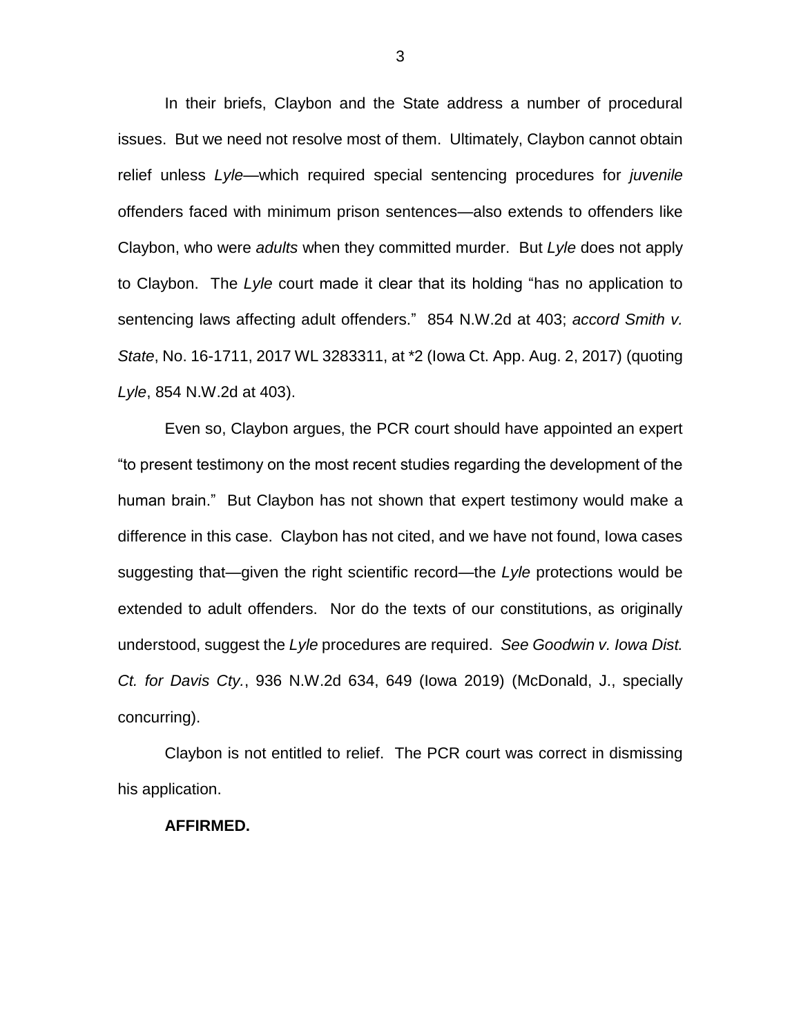In their briefs, Claybon and the State address a number of procedural issues. But we need not resolve most of them. Ultimately, Claybon cannot obtain relief unless *Lyle*—which required special sentencing procedures for *juvenile* offenders faced with minimum prison sentences—also extends to offenders like Claybon, who were *adults* when they committed murder. But *Lyle* does not apply to Claybon. The *Lyle* court made it clear that its holding "has no application to sentencing laws affecting adult offenders." 854 N.W.2d at 403; *accord Smith v. State*, No. 16-1711, 2017 WL 3283311, at *2 (Iowa Ct. App. Aug. 2, 2017) (quoting *Lyle*, 854 N.W.2d at 403).

Even so, Claybon argues, the PCR court should have appointed an expert "to present testimony on the most recent studies regarding the development of the human brain." But Claybon has not shown that expert testimony would make a difference in this case. Claybon has not cited, and we have not found, Iowa cases suggesting that—given the right scientific record—the *Lyle* protections would be extended to adult offenders. Nor do the texts of our constitutions, as originally understood, suggest the *Lyle* procedures are required. *See Goodwin v. Iowa Dist. Ct. for Davis Cty.*, 936 N.W.2d 634, 649 (Iowa 2019) (McDonald, J., specially concurring).

Claybon is not entitled to relief. The PCR court was correct in dismissing his application.

**AFFIRMED.**